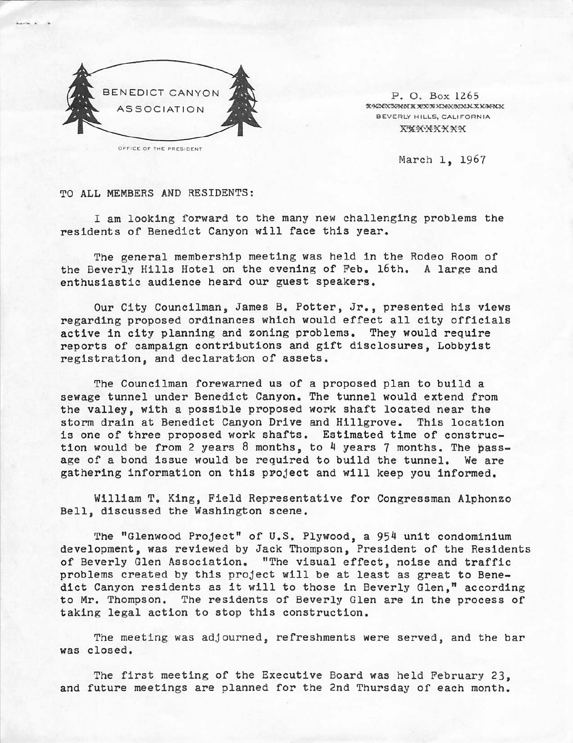BENEDICT CANYON ASSOCIATION

OFFICE OF THE PRESIDENT

P. O. Box 1265
BEVERLY HILLS, CALIFORNIA

March 1, 1967

TO ALL MEMBERS AND RESIDENTS:

I am looking forward to the many new challenging problems the residents of Benedict Canyon will face this year.

The general membership meeting was held in the Rodeo Room of the Beverly Hills Hotel on the evening of Feb. 16th. A large and enthusiastic audience heard our guest speakers.

Our City Councilman, James B. Potter, Jr., presented his views regarding proposed ordinances which would effect all city officials active in city planning and zoning problems. They would require reports of campaign contributions and gift disclosures, Lobbyist registration, and declaration of assets.

The Councilman forewarned us of a proposed plan to build a sewage tunnel under Benedict Canyon. The tunnel would extend from the valley, with a possible proposed work shaft located near the storm drain at Benedict Canyon Drive and Hillgrove. This location is one of three proposed work shafts. Estimated time of construction would be from 2 years 8 months, to 4 years 7 months. The passage of a bond issue would be required to build the tunnel. We are gathering information on this project and will keep you informed.

William T. King, Field Representative for Congressman Alphonzo Bell, discussed the Washington scene.

The "Glenwood Project" of U.S. Plywood, a 954 unit condominium development, was reviewed by Jack Thompson, President of the Residents of Beverly Glen Association. "The visual effect, noise and traffic problems created by this project will be at least as great to Benedict Canyon residents as it will to those in Beverly Glen," according to Mr. Thompson. The residents of Beverly Glen are in the process of taking legal action to stop this construction.

The meeting was adjourned, refreshments were served, and the bar was closed.

The first meeting of the Executive Board was held February 23, and future meetings are planned for the 2nd Thursday of each month.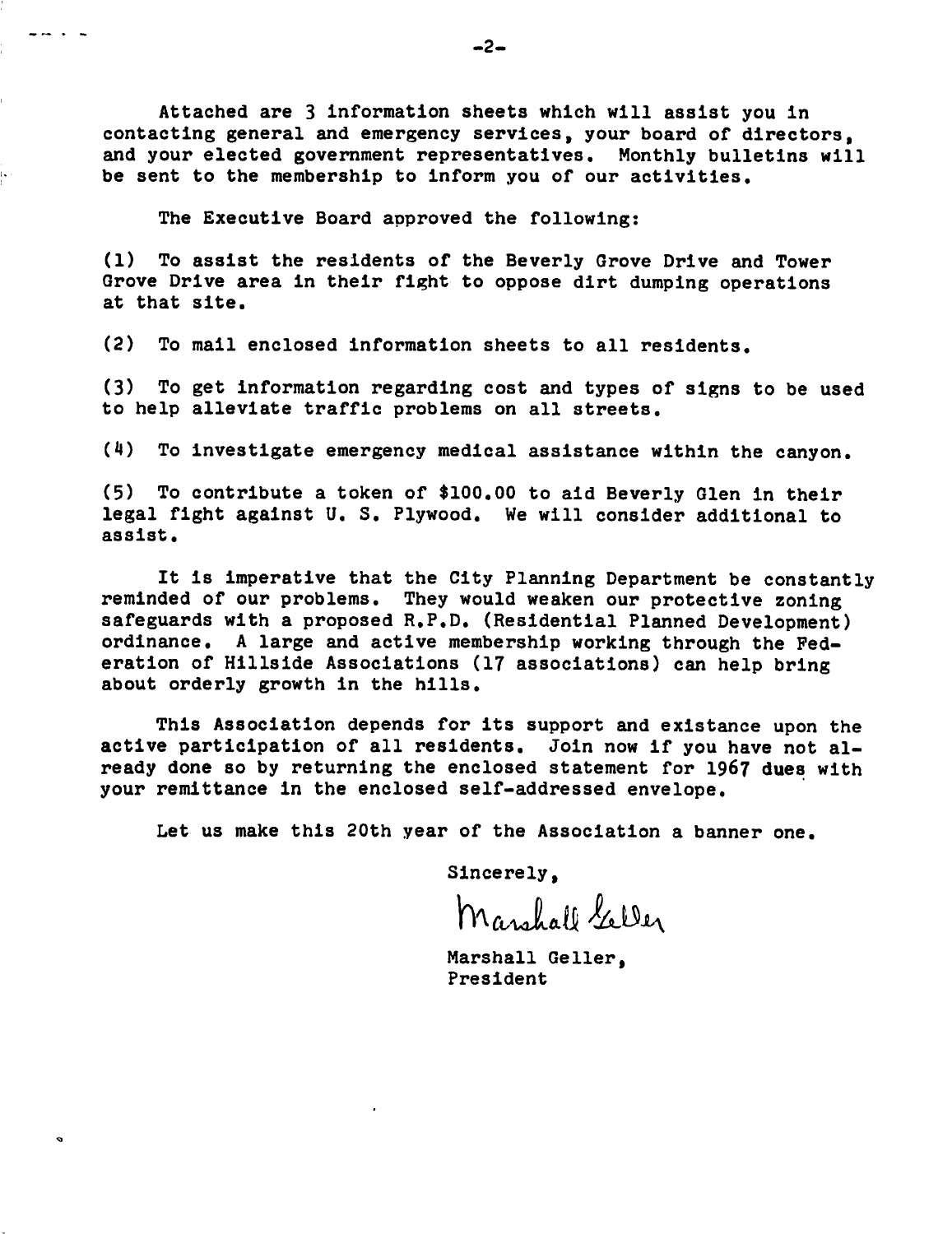Attached are 3 information sheets which will assist you in contacting general and emergency services, your board of directors, and your elected government representatives. Monthly bulletins will be sent to the membership to inform you of our activities.

The Executive Board approved the following:

(1) To assist the residents of the Beverly Grove Drive and Tower Grove Drive area in their fight to oppose dirt dumping operations at that site.

(2) To mail enclosed information sheets to all residents.

(3) To get information regarding cost and types of signs to be used to help alleviate traffic problems on all streets.

(4) To investigate emergency medical assistance within the canyon.

(5) To contribute a token of $100.00 to aid Beverly Glen in their legal fight against U. S. Plywood. We will consider additional to assist.

It is imperative that the City Planning Department be constantly reminded of our problems. They would weaken our protective zoning safeguards with a proposed R.P.D. (Residential Planned Development) ordinance. A large and active membership working through the Federation of Hillside Associations (17 associations) can help bring about orderly growth in the hills.

This Association depends for its support and existance upon the active participation of all residents. Join now if you have not already done so by returning the enclosed statement for 1967 dues with your remittance in the enclosed self-addressed envelope.

Let us make this 20th year of the Association a banner one.

Sincerely,

Marshall Geller

Marshall Geller,
President